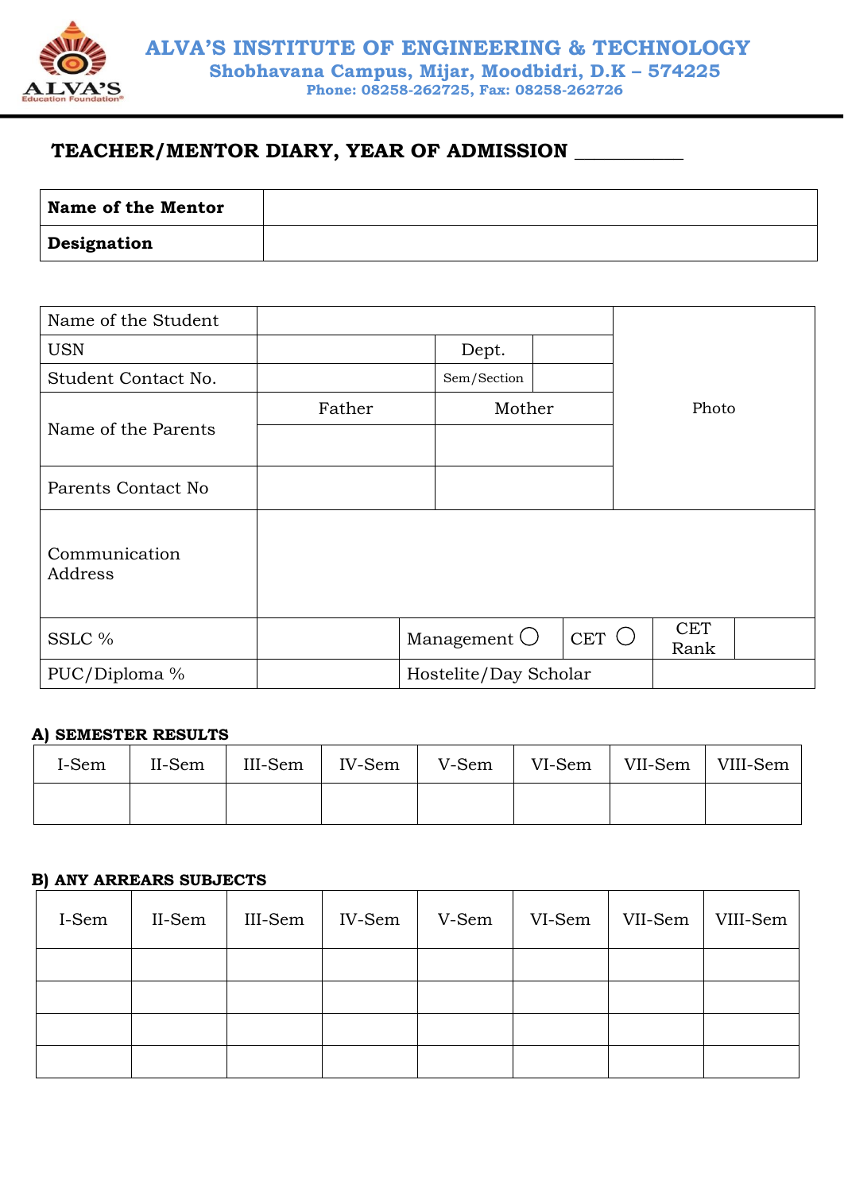# ALVA'S INSTITUTE OF ENGINEERING & TECHNOLOGY

**Shobhavana Campus, Mijar, Moodbidri, D.K – 574225**

**Phone: 08258-262725, Fax: 08258-262726**

## TEACHER/MENTOR DIARY, YEAR OF ADMISSION __________

| **Name of the Mentor** | |
|---|---|
| **Designation** | |

| Name of the Student | | | | Photo |
|---|---|---|---|---|
| USN | | Dept. | | |
| Student Contact No. | | Sem/Section | | |
| Name of the Parents | Father | Mother | | |
| | | | | |
| Parents Contact No | | | | |
| Communication Address | | | | |
| SSLC % | | Management ◯ | CET ◯ | CET Rank | |
| PUC/Diploma % | | Hostelite/Day Scholar | | |

**A) SEMESTER RESULTS**

| I-Sem | II-Sem | III-Sem | IV-Sem | V-Sem | VI-Sem | VII-Sem | VIII-Sem |
|---|---|---|---|---|---|---|---|
| | | | | | | | |

**B) ANY ARREARS SUBJECTS**

| I-Sem | II-Sem | III-Sem | IV-Sem | V-Sem | VI-Sem | VII-Sem | VIII-Sem |
|---|---|---|---|---|---|---|---|
| | | | | | | | |
| | | | | | | | |
| | | | | | | | |
| | | | | | | | |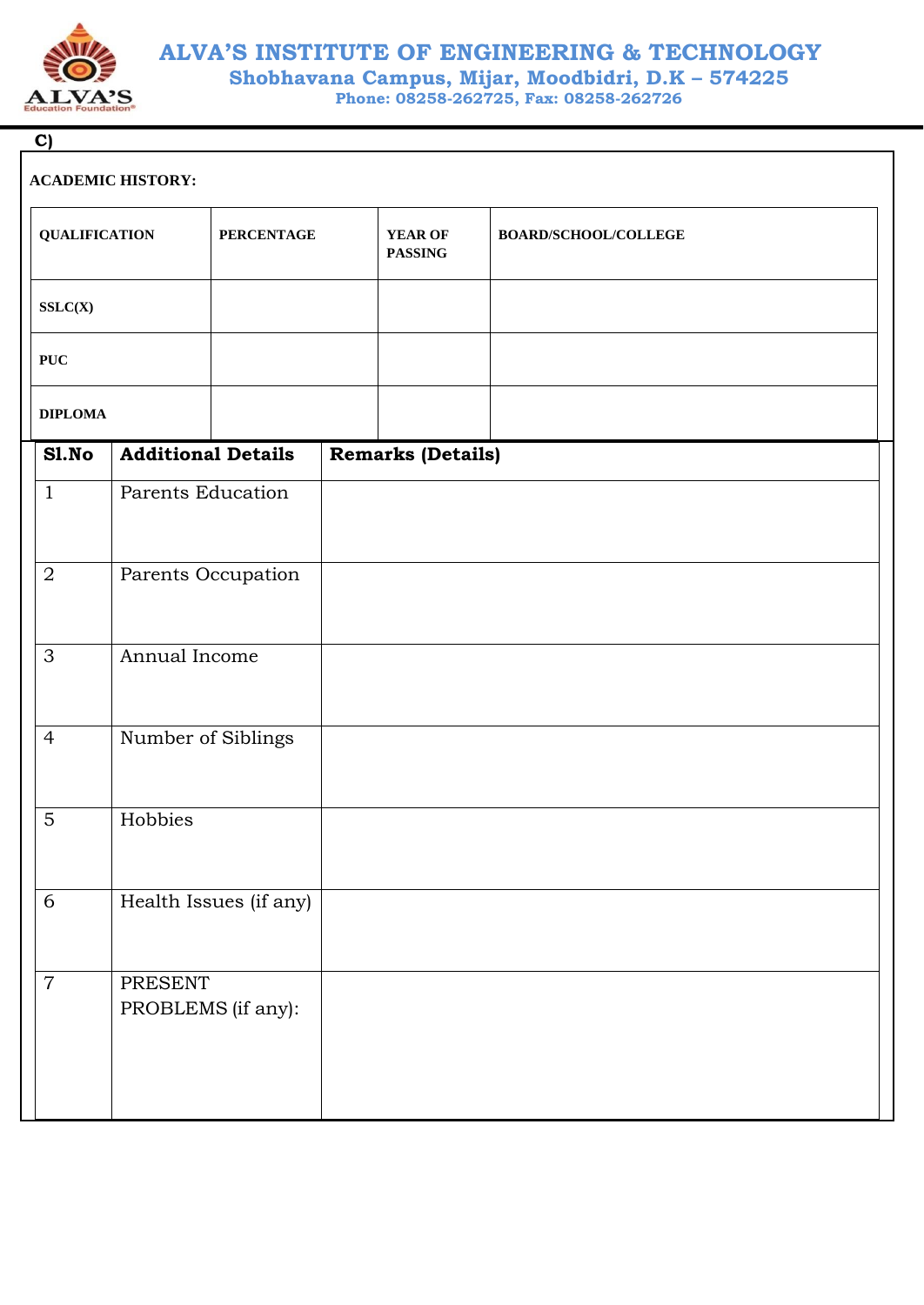C)

**ACADEMIC HISTORY:**

| QUALIFICATION | PERCENTAGE | YEAR OF PASSING | BOARD/SCHOOL/COLLEGE |
|---|---|---|---|
| SSLC(X) | | | |
| PUC | | | |
| DIPLOMA | | | |

| Sl.No | Additional Details | Remarks (Details) |
|---|---|---|
| 1 | Parents Education | |
| 2 | Parents Occupation | |
| 3 | Annual Income | |
| 4 | Number of Siblings | |
| 5 | Hobbies | |
| 6 | Health Issues (if any) | |
| 7 | PRESENT PROBLEMS (if any): | |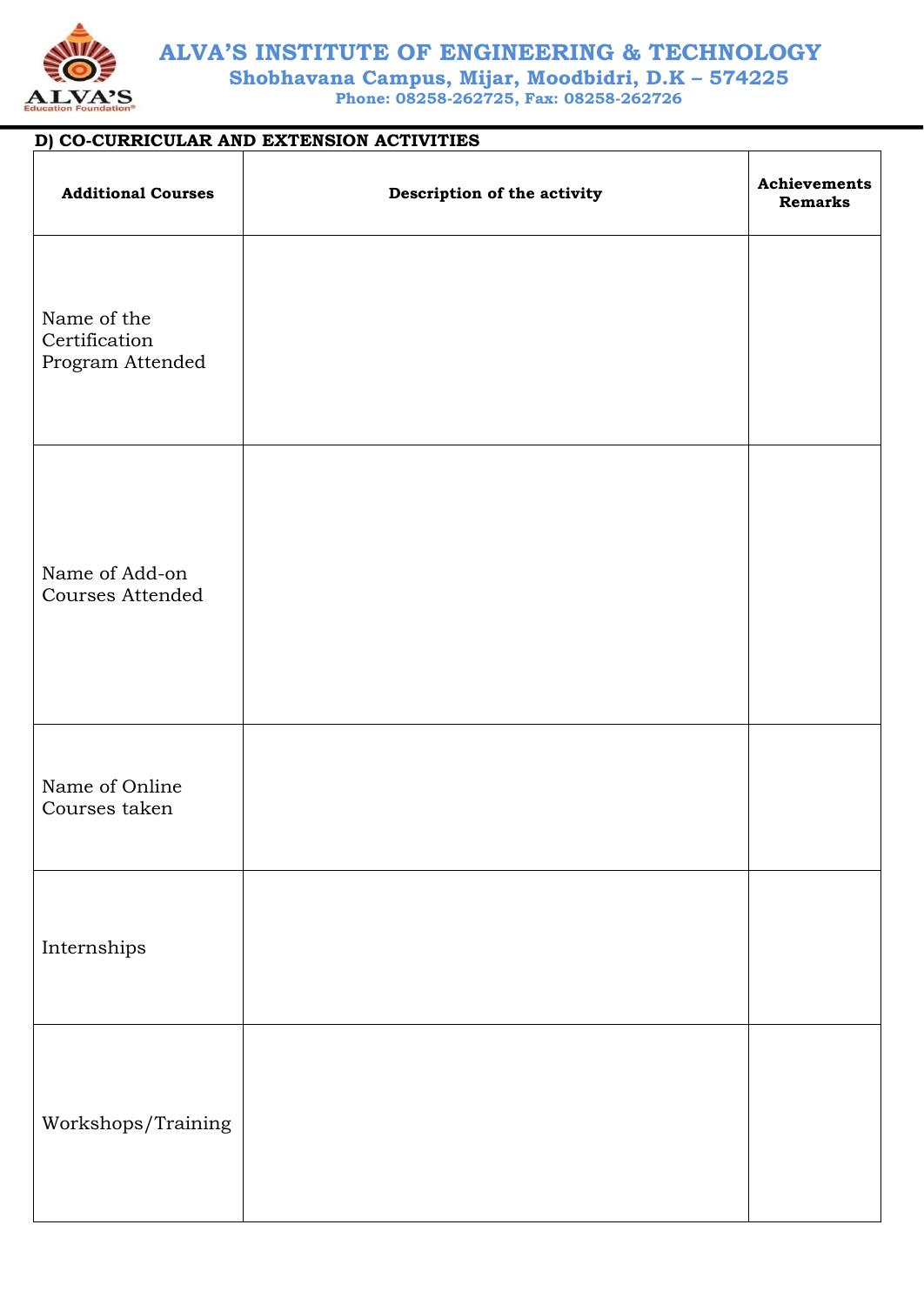# ALVA'S INSTITUTE OF ENGINEERING & TECHNOLOGY

**Shobhavana Campus, Mijar, Moodbidri, D.K – 574225**

**Phone: 08258-262725, Fax: 08258-262726**

**D) CO-CURRICULAR AND EXTENSION ACTIVITIES**

| Additional Courses | Description of the activity | Achievements Remarks |
|---|---|---|
| Name of the Certification Program Attended | | |
| Name of Add-on Courses Attended | | |
| Name of Online Courses taken | | |
| Internships | | |
| Workshops/Training | | |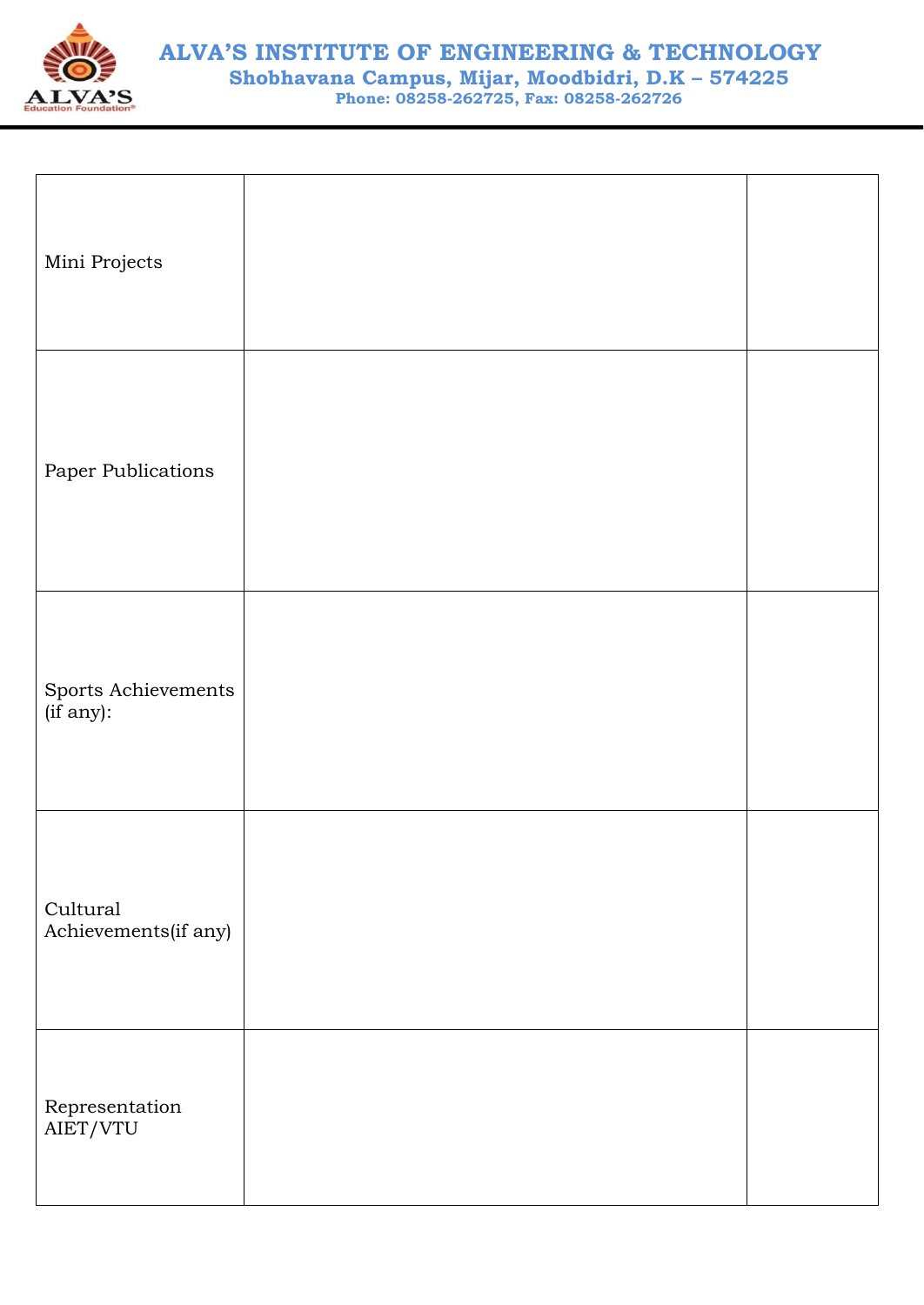| | | |
|---|---|---|
| Mini Projects | | |
| Paper Publications | | |
| Sports Achievements (if any): | | |
| Cultural Achievements(if any) | | |
| Representation AIET/VTU | | |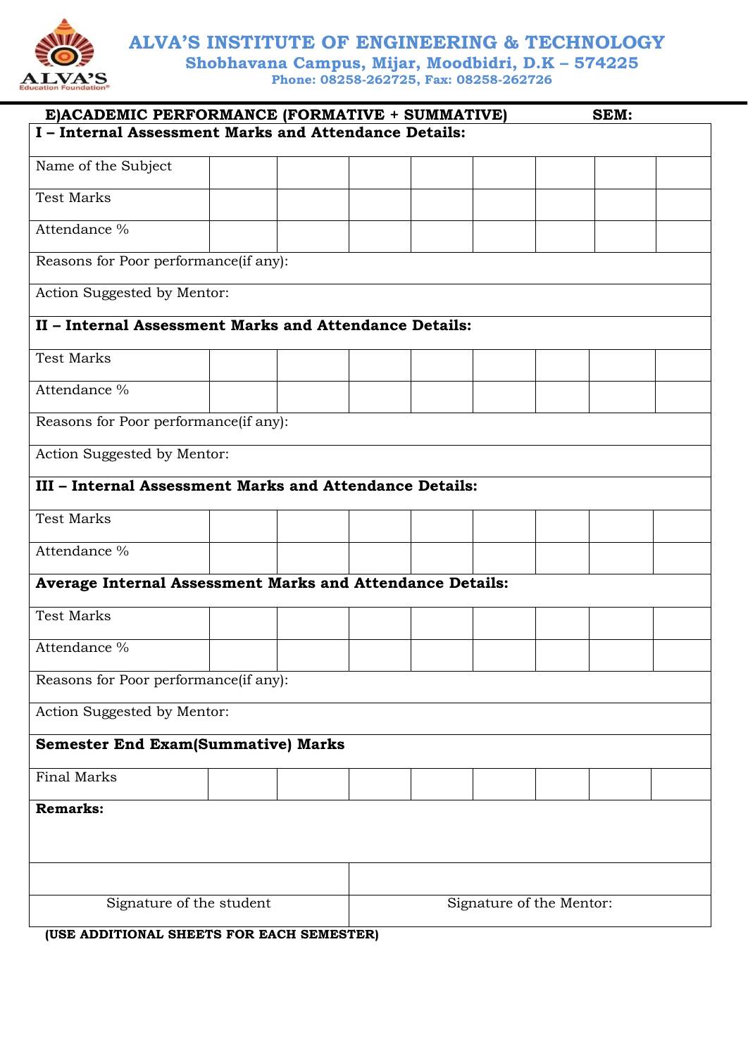# ALVA'S INSTITUTE OF ENGINEERING & TECHNOLOGY

**Shobhavana Campus, Mijar, Moodbidri, D.K – 574225**

**Phone: 08258-262725, Fax: 08258-262726**

## E)ACADEMIC PERFORMANCE (FORMATIVE + SUMMATIVE) SEM:

| **I – Internal Assessment Marks and Attendance Details:** | | | | | | | | |
|---|---|---|---|---|---|---|---|---|
| Name of the Subject | | | | | | | | |
| Test Marks | | | | | | | | |
| Attendance % | | | | | | | | |
| Reasons for Poor performance(if any): | | | | | | | | |
| Action Suggested by Mentor: | | | | | | | | |
| **II – Internal Assessment Marks and Attendance Details:** | | | | | | | | |
| Test Marks | | | | | | | | |
| Attendance % | | | | | | | | |
| Reasons for Poor performance(if any): | | | | | | | | |
| Action Suggested by Mentor: | | | | | | | | |
| **III – Internal Assessment Marks and Attendance Details:** | | | | | | | | |
| Test Marks | | | | | | | | |
| Attendance % | | | | | | | | |
| **Average Internal Assessment Marks and Attendance Details:** | | | | | | | | |
| Test Marks | | | | | | | | |
| Attendance % | | | | | | | | |
| Reasons for Poor performance(if any): | | | | | | | | |
| Action Suggested by Mentor: | | | | | | | | |
| **Semester End Exam(Summative) Marks** | | | | | | | | |
| Final Marks | | | | | | | | |
| **Remarks:** | | | | | | | | |

| | |
|---|---|
| Signature of the student | Signature of the Mentor: |

**(USE ADDITIONAL SHEETS FOR EACH SEMESTER)**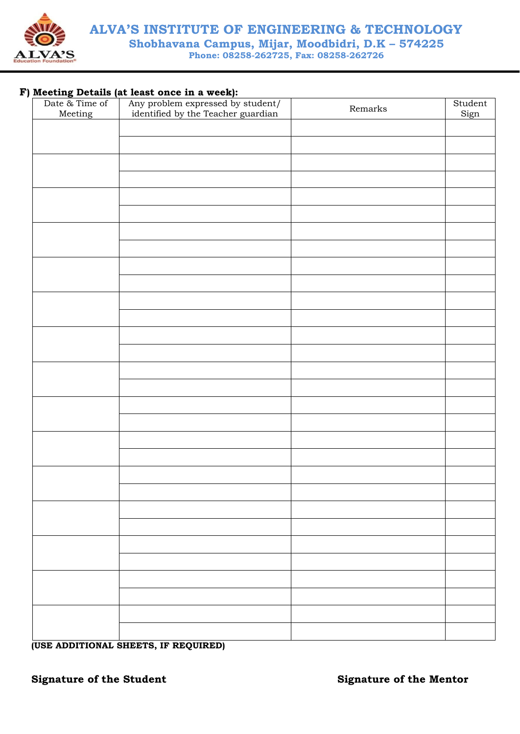# ALVA'S INSTITUTE OF ENGINEERING & TECHNOLOGY

**Shobhavana Campus, Mijar, Moodbidri, D.K – 574225**

**Phone: 08258-262725, Fax: 08258-262726**

**F) Meeting Details (at least once in a week):**

| Date & Time of Meeting | Any problem expressed by student/ identified by the Teacher guardian | Remarks | Student Sign |
|---|---|---|---|
| | | | |
| | | | |
| | | | |
| | | | |
| | | | |
| | | | |
| | | | |
| | | | |
| | | | |
| | | | |
| | | | |
| | | | |
| | | | |
| | | | |
| | | | |
| | | | |
| | | | |
| | | | |
| | | | |
| | | | |
| | | | |
| | | | |
| | | | |
| | | | |
| | | | |
| | | | |
| | | | |
| | | | |
| | | | |
| | | | |

**(USE ADDITIONAL SHEETS, IF REQUIRED)**

**Signature of the Student** **Signature of the Mentor**